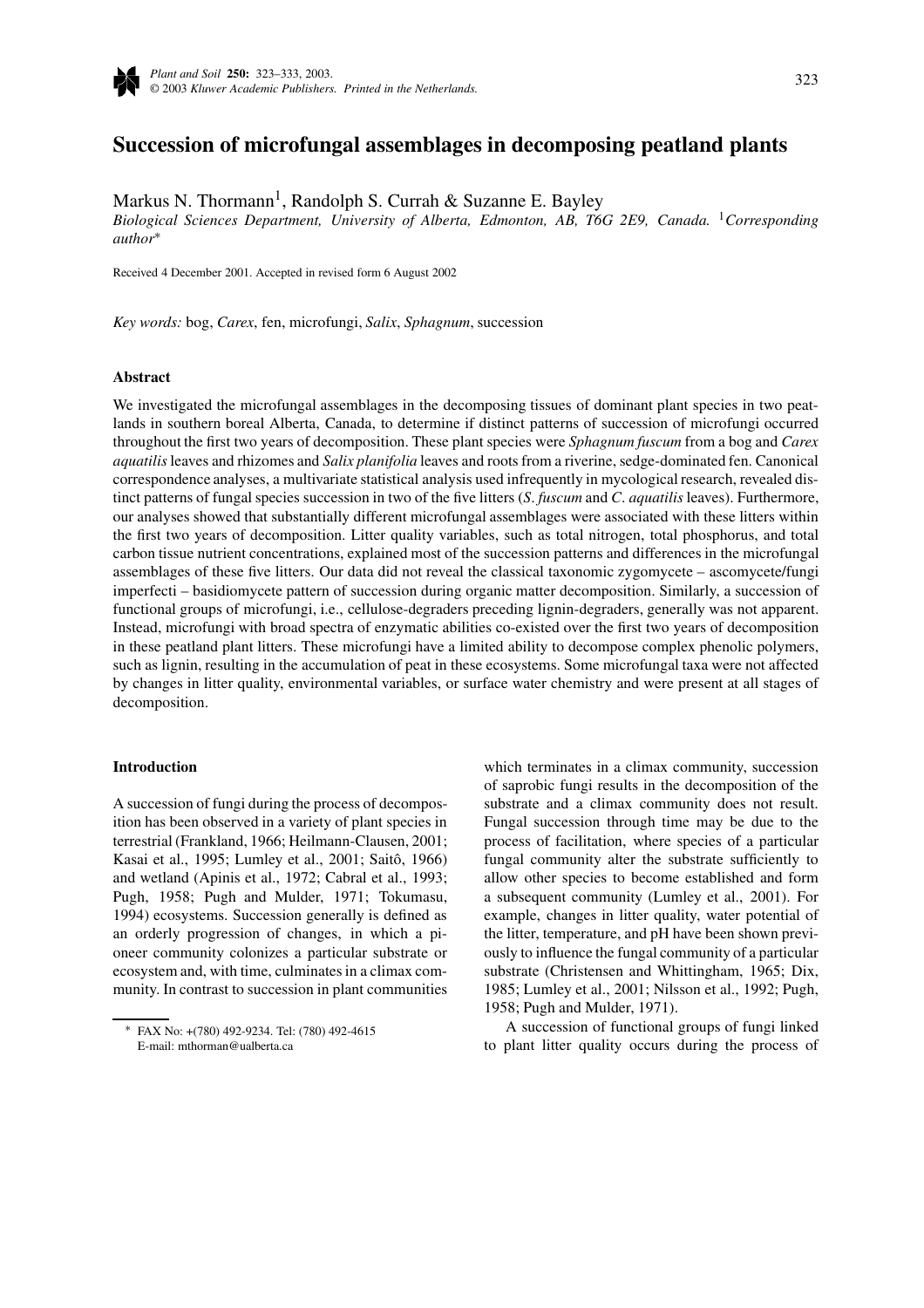# Succession of microfungal assemblages in decomposing peatland plants

Markus N. Thormann[1], Randolph S. Currah & Suzanne E. Bayley

*Biological Sciences Department, University of Alberta, Edmonton, AB, T6G 2E9, Canada.* [1]*Corresponding author**

Received 4 December 2001. Accepted in revised form 6 August 2002

*Key words:* bog, *Carex*, fen, microfungi, *Salix*, *Sphagnum*, succession

## Abstract

We investigated the microfungal assemblages in the decomposing tissues of dominant plant species in two peatlands in southern boreal Alberta, Canada, to determine if distinct patterns of succession of microfungi occurred throughout the first two years of decomposition. These plant species were *Sphagnum fuscum* from a bog and *Carex aquatilis* leaves and rhizomes and *Salix planifolia* leaves and roots from a riverine, sedge-dominated fen. Canonical correspondence analyses, a multivariate statistical analysis used infrequently in mycological research, revealed distinct patterns of fungal species succession in two of the five litters (*S. fuscum* and *C. aquatilis* leaves). Furthermore, our analyses showed that substantially different microfungal assemblages were associated with these litters within the first two years of decomposition. Litter quality variables, such as total nitrogen, total phosphorus, and total carbon tissue nutrient concentrations, explained most of the succession patterns and differences in the microfungal assemblages of these five litters. Our data did not reveal the classical taxonomic zygomycete – ascomycete/fungi imperfecti – basidiomycete pattern of succession during organic matter decomposition. Similarly, a succession of functional groups of microfungi, i.e., cellulose-degraders preceding lignin-degraders, generally was not apparent. Instead, microfungi with broad spectra of enzymatic abilities co-existed over the first two years of decomposition in these peatland plant litters. These microfungi have a limited ability to decompose complex phenolic polymers, such as lignin, resulting in the accumulation of peat in these ecosystems. Some microfungal taxa were not affected by changes in litter quality, environmental variables, or surface water chemistry and were present at all stages of decomposition.

## Introduction

A succession of fungi during the process of decomposition has been observed in a variety of plant species in terrestrial (Frankland, 1966; Heilmann-Clausen, 2001; Kasai et al., 1995; Lumley et al., 2001; Saitô, 1966) and wetland (Apinis et al., 1972; Cabral et al., 1993; Pugh, 1958; Pugh and Mulder, 1971; Tokumasu, 1994) ecosystems. Succession generally is defined as an orderly progression of changes, in which a pioneer community colonizes a particular substrate or ecosystem and, with time, culminates in a climax community. In contrast to succession in plant communities which terminates in a climax community, succession of saprobic fungi results in the decomposition of the substrate and a climax community does not result. Fungal succession through time may be due to the process of facilitation, where species of a particular fungal community alter the substrate sufficiently to allow other species to become established and form a subsequent community (Lumley et al., 2001). For example, changes in litter quality, water potential of the litter, temperature, and pH have been shown previously to influence the fungal community of a particular substrate (Christensen and Whittingham, 1965; Dix, 1985; Lumley et al., 2001; Nilsson et al., 1992; Pugh, 1958; Pugh and Mulder, 1971).

A succession of functional groups of fungi linked to plant litter quality occurs during the process of

* FAX No: +(780) 492-9234. Tel: (780) 492-4615
E-mail: mthorman@ualberta.ca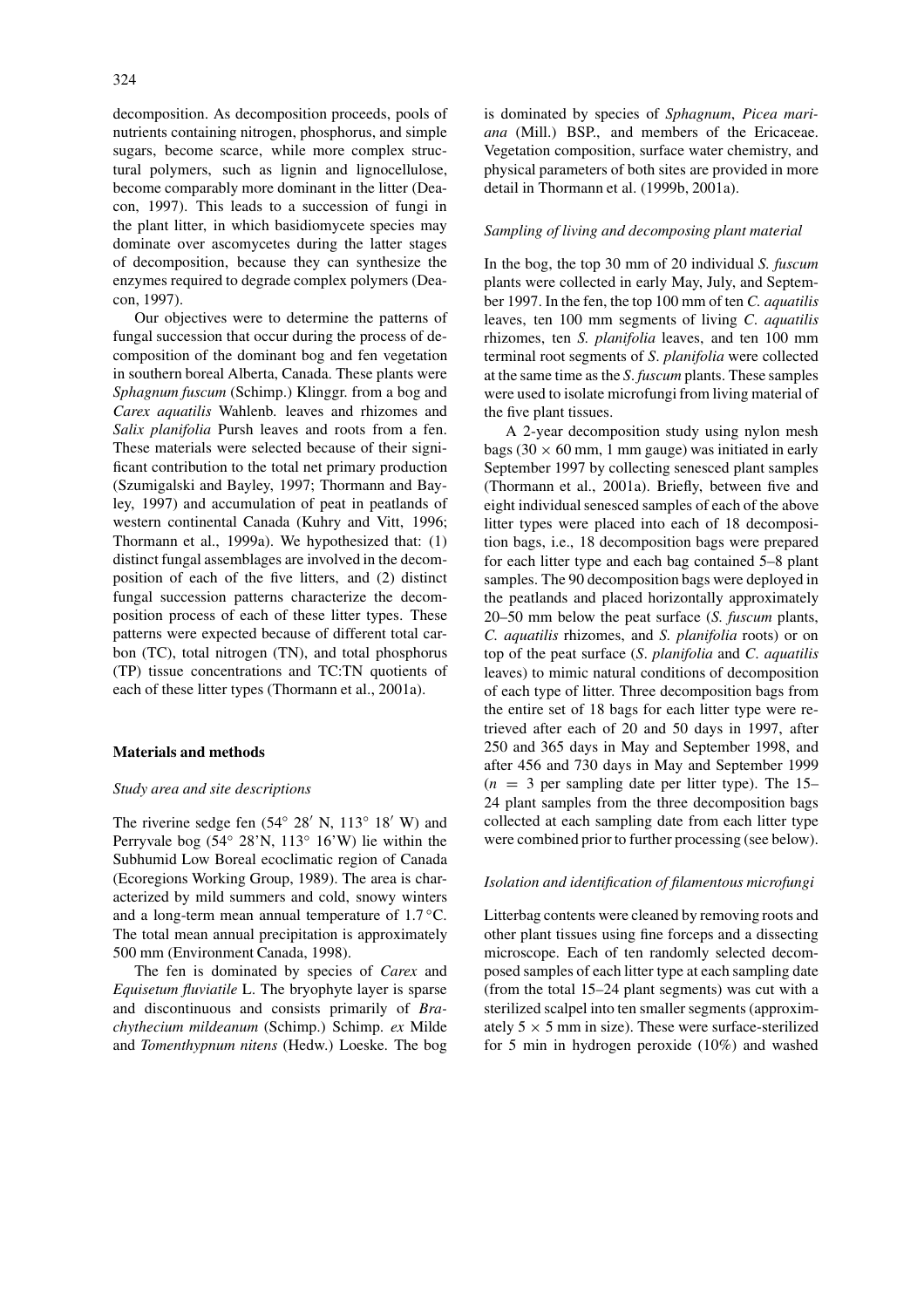decomposition. As decomposition proceeds, pools of nutrients containing nitrogen, phosphorus, and simple sugars, become scarce, while more complex structural polymers, such as lignin and lignocellulose, become comparably more dominant in the litter (Deacon, 1997). This leads to a succession of fungi in the plant litter, in which basidiomycete species may dominate over ascomycetes during the latter stages of decomposition, because they can synthesize the enzymes required to degrade complex polymers (Deacon, 1997).

Our objectives were to determine the patterns of fungal succession that occur during the process of decomposition of the dominant bog and fen vegetation in southern boreal Alberta, Canada. These plants were *Sphagnum fuscum* (Schimp.) Klinggr. from a bog and *Carex aquatilis* Wahlenb. leaves and rhizomes and *Salix planifolia* Pursh leaves and roots from a fen. These materials were selected because of their significant contribution to the total net primary production (Szumigalski and Bayley, 1997; Thormann and Bayley, 1997) and accumulation of peat in peatlands of western continental Canada (Kuhry and Vitt, 1996; Thormann et al., 1999a). We hypothesized that: (1) distinct fungal assemblages are involved in the decomposition of each of the five litters, and (2) distinct fungal succession patterns characterize the decomposition process of each of these litter types. These patterns were expected because of different total carbon (TC), total nitrogen (TN), and total phosphorus (TP) tissue concentrations and TC:TN quotients of each of these litter types (Thormann et al., 2001a).

## Materials and methods

### *Study area and site descriptions*

The riverine sedge fen (54° 28′ N, 113° 18′ W) and Perryvale bog (54° 28'N, 113° 16'W) lie within the Subhumid Low Boreal ecoclimatic region of Canada (Ecoregions Working Group, 1989). The area is characterized by mild summers and cold, snowy winters and a long-term mean annual temperature of 1.7 °C. The total mean annual precipitation is approximately 500 mm (Environment Canada, 1998).

The fen is dominated by species of *Carex* and *Equisetum fluviatile* L. The bryophyte layer is sparse and discontinuous and consists primarily of *Brachythecium mildeanum* (Schimp.) Schimp. *ex* Milde and *Tomenthypnum nitens* (Hedw.) Loeske. The bog is dominated by species of *Sphagnum*, *Picea mariana* (Mill.) BSP., and members of the Ericaceae. Vegetation composition, surface water chemistry, and physical parameters of both sites are provided in more detail in Thormann et al. (1999b, 2001a).

### *Sampling of living and decomposing plant material*

In the bog, the top 30 mm of 20 individual *S. fuscum* plants were collected in early May, July, and September 1997. In the fen, the top 100 mm of ten *C. aquatilis* leaves, ten 100 mm segments of living *C. aquatilis* rhizomes, ten *S. planifolia* leaves, and ten 100 mm terminal root segments of *S. planifolia* were collected at the same time as the *S. fuscum* plants. These samples were used to isolate microfungi from living material of the five plant tissues.

A 2-year decomposition study using nylon mesh bags (30 × 60 mm, 1 mm gauge) was initiated in early September 1997 by collecting senesced plant samples (Thormann et al., 2001a). Briefly, between five and eight individual senesced samples of each of the above litter types were placed into each of 18 decomposition bags, i.e., 18 decomposition bags were prepared for each litter type and each bag contained 5–8 plant samples. The 90 decomposition bags were deployed in the peatlands and placed horizontally approximately 20–50 mm below the peat surface (*S. fuscum* plants, *C. aquatilis* rhizomes, and *S. planifolia* roots) or on top of the peat surface (*S. planifolia* and *C. aquatilis* leaves) to mimic natural conditions of decomposition of each type of litter. Three decomposition bags from the entire set of 18 bags for each litter type were retrieved after each of 20 and 50 days in 1997, after 250 and 365 days in May and September 1998, and after 456 and 730 days in May and September 1999 ($n = 3$ per sampling date per litter type). The 15–24 plant samples from the three decomposition bags collected at each sampling date from each litter type were combined prior to further processing (see below).

### *Isolation and identification of filamentous microfungi*

Litterbag contents were cleaned by removing roots and other plant tissues using fine forceps and a dissecting microscope. Each of ten randomly selected decomposed samples of each litter type at each sampling date (from the total 15–24 plant segments) was cut with a sterilized scalpel into ten smaller segments (approximately 5 × 5 mm in size). These were surface-sterilized for 5 min in hydrogen peroxide (10%) and washed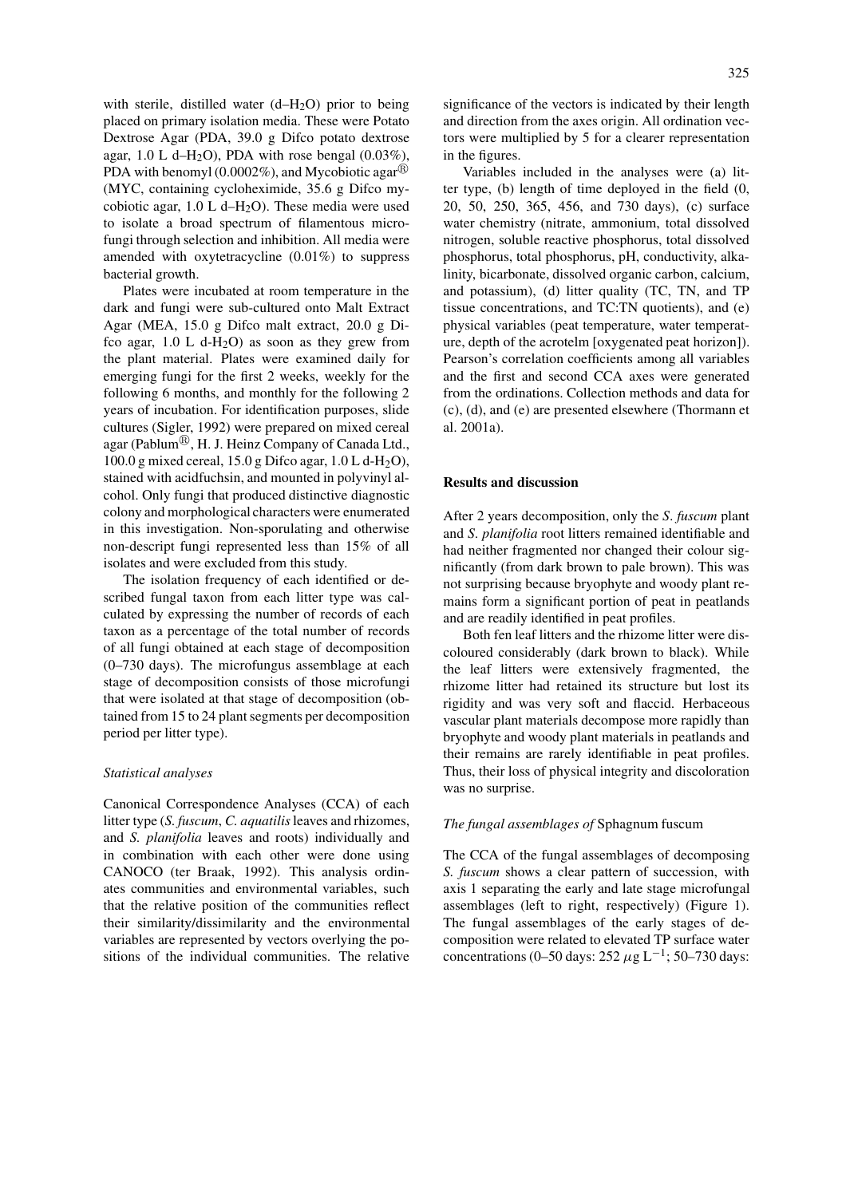with sterile, distilled water (d–$H_2O$) prior to being placed on primary isolation media. These were Potato Dextrose Agar (PDA, 39.0 g Difco potato dextrose agar, 1.0 L d–$H_2O$), PDA with rose bengal (0.03%), PDA with benomyl (0.0002%), and Mycobiotic agar® (MYC, containing cycloheximide, 35.6 g Difco mycobiotic agar, 1.0 L d–$H_2O$). These media were used to isolate a broad spectrum of filamentous microfungi through selection and inhibition. All media were amended with oxytetracycline (0.01%) to suppress bacterial growth.

Plates were incubated at room temperature in the dark and fungi were sub-cultured onto Malt Extract Agar (MEA, 15.0 g Difco malt extract, 20.0 g Difco agar, 1.0 L d-$H_2O$) as soon as they grew from the plant material. Plates were examined daily for emerging fungi for the first 2 weeks, weekly for the following 6 months, and monthly for the following 2 years of incubation. For identification purposes, slide cultures (Sigler, 1992) were prepared on mixed cereal agar (Pablum®, H. J. Heinz Company of Canada Ltd., 100.0 g mixed cereal, 15.0 g Difco agar, 1.0 L d-$H_2O$), stained with acidfuchsin, and mounted in polyvinyl alcohol. Only fungi that produced distinctive diagnostic colony and morphological characters were enumerated in this investigation. Non-sporulating and otherwise non-descript fungi represented less than 15% of all isolates and were excluded from this study.

The isolation frequency of each identified or described fungal taxon from each litter type was calculated by expressing the number of records of each taxon as a percentage of the total number of records of all fungi obtained at each stage of decomposition (0–730 days). The microfungus assemblage at each stage of decomposition consists of those microfungi that were isolated at that stage of decomposition (obtained from 15 to 24 plant segments per decomposition period per litter type).

### *Statistical analyses*

Canonical Correspondence Analyses (CCA) of each litter type (*S. fuscum*, *C. aquatilis* leaves and rhizomes, and *S. planifolia* leaves and roots) individually and in combination with each other were done using CANOCO (ter Braak, 1992). This analysis ordinates communities and environmental variables, such that the relative position of the communities reflect their similarity/dissimilarity and the environmental variables are represented by vectors overlying the positions of the individual communities. The relative significance of the vectors is indicated by their length and direction from the axes origin. All ordination vectors were multiplied by 5 for a clearer representation in the figures.

Variables included in the analyses were (a) litter type, (b) length of time deployed in the field (0, 20, 50, 250, 365, 456, and 730 days), (c) surface water chemistry (nitrate, ammonium, total dissolved nitrogen, soluble reactive phosphorus, total dissolved phosphorus, total phosphorus, pH, conductivity, alkalinity, bicarbonate, dissolved organic carbon, calcium, and potassium), (d) litter quality (TC, TN, and TP tissue concentrations, and TC:TN quotients), and (e) physical variables (peat temperature, water temperature, depth of the acrotelm [oxygenated peat horizon]). Pearson's correlation coefficients among all variables and the first and second CCA axes were generated from the ordinations. Collection methods and data for (c), (d), and (e) are presented elsewhere (Thormann et al. 2001a).

## Results and discussion

After 2 years decomposition, only the *S. fuscum* plant and *S. planifolia* root litters remained identifiable and had neither fragmented nor changed their colour significantly (from dark brown to pale brown). This was not surprising because bryophyte and woody plant remains form a significant portion of peat in peatlands and are readily identified in peat profiles.

Both fen leaf litters and the rhizome litter were discoloured considerably (dark brown to black). While the leaf litters were extensively fragmented, the rhizome litter had retained its structure but lost its rigidity and was very soft and flaccid. Herbaceous vascular plant materials decompose more rapidly than bryophyte and woody plant materials in peatlands and their remains are rarely identifiable in peat profiles. Thus, their loss of physical integrity and discoloration was no surprise.

### *The fungal assemblages of* Sphagnum fuscum

The CCA of the fungal assemblages of decomposing *S. fuscum* shows a clear pattern of succession, with axis 1 separating the early and late stage microfungal assemblages (left to right, respectively) (Figure 1). The fungal assemblages of the early stages of decomposition were related to elevated TP surface water concentrations (0–50 days: 252 $\mu$g $L^{-1}$; 50–730 days: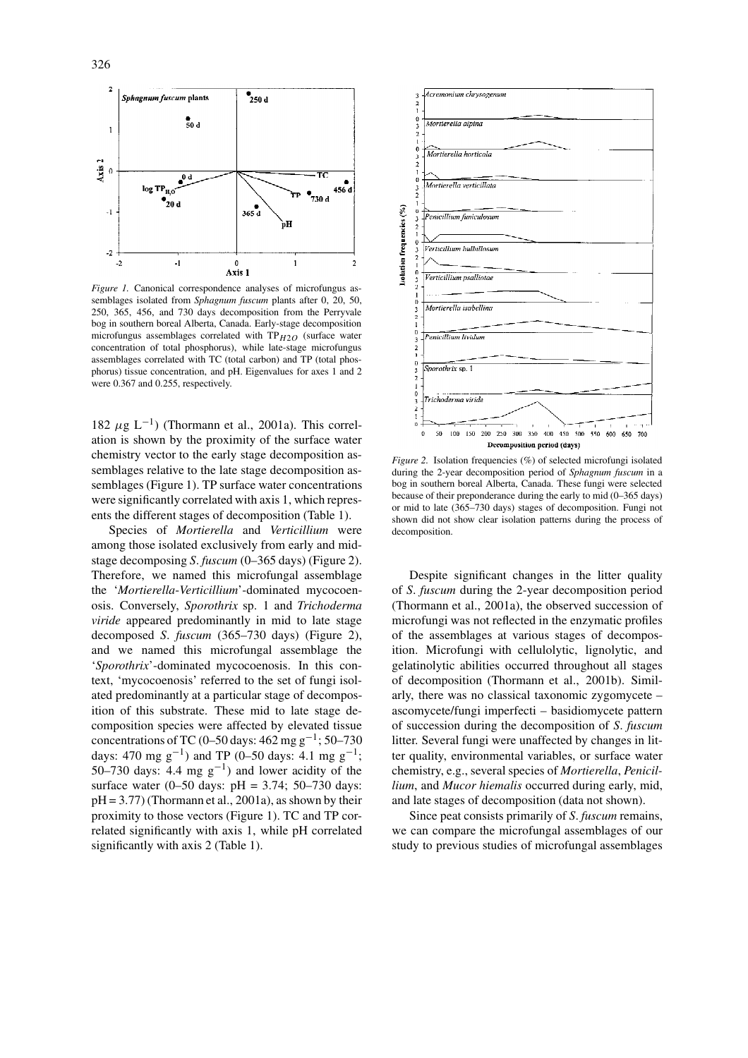*Figure 1.* Canonical correspondence analyses of microfungus assemblages isolated from *Sphagnum fuscum* plants after 0, 20, 50, 250, 365, 456, and 730 days decomposition from the Perryvale bog in southern boreal Alberta, Canada. Early-stage decomposition microfungus assemblages correlated with $TP_{H2O}$ (surface water concentration of total phosphorus), while late-stage microfungus assemblages correlated with TC (total carbon) and TP (total phosphorus) tissue concentration, and pH. Eigenvalues for axes 1 and 2 were 0.367 and 0.255, respectively.

*Figure 2.* Isolation frequencies (%) of selected microfungi isolated during the 2-year decomposition period of *Sphagnum fuscum* in a bog in southern boreal Alberta, Canada. These fungi were selected because of their preponderance during the early to mid (0–365 days) or mid to late (365–730 days) stages of decomposition. Fungi not shown did not show clear isolation patterns during the process of decomposition.

182 $\mu g\ L^{-1}$) (Thormann et al., 2001a). This correlation is shown by the proximity of the surface water chemistry vector to the early stage decomposition assemblages relative to the late stage decomposition assemblages (Figure 1). TP surface water concentrations were significantly correlated with axis 1, which represents the different stages of decomposition (Table 1).

Species of *Mortierella* and *Verticillium* were among those isolated exclusively from early and mid-stage decomposing *S. fuscum* (0–365 days) (Figure 2). Therefore, we named this microfungal assemblage the '*Mortierella-Verticillium*'-dominated mycocoenosis. Conversely, *Sporothrix* sp. 1 and *Trichoderma viride* appeared predominantly in mid to late stage decomposed *S. fuscum* (365–730 days) (Figure 2), and we named this microfungal assemblage the '*Sporothrix*'-dominated mycocoenosis. In this context, 'mycocoenosis' referred to the set of fungi isolated predominantly at a particular stage of decomposition of this substrate. These mid to late stage decomposition species were affected by elevated tissue concentrations of TC (0–50 days: 462 mg $g^{-1}$; 50–730 days: 470 mg $g^{-1}$) and TP (0–50 days: 4.1 mg $g^{-1}$; 50–730 days: 4.4 mg $g^{-1}$) and lower acidity of the surface water (0–50 days: pH = 3.74; 50–730 days: pH = 3.77) (Thormann et al., 2001a), as shown by their proximity to those vectors (Figure 1). TC and TP correlated significantly with axis 1, while pH correlated significantly with axis 2 (Table 1).

Despite significant changes in the litter quality of *S. fuscum* during the 2-year decomposition period (Thormann et al., 2001a), the observed succession of microfungi was not reflected in the enzymatic profiles of the assemblages at various stages of decomposition. Microfungi with cellulolytic, lignolytic, and gelatinolytic abilities occurred throughout all stages of decomposition (Thormann et al., 2001b). Similarly, there was no classical taxonomic zygomycete – ascomycete/fungi imperfecti – basidiomycete pattern of succession during the decomposition of *S. fuscum* litter. Several fungi were unaffected by changes in litter quality, environmental variables, or surface water chemistry, e.g., several species of *Mortierella*, *Penicillium*, and *Mucor hiemalis* occurred during early, mid, and late stages of decomposition (data not shown).

Since peat consists primarily of *S. fuscum* remains, we can compare the microfungal assemblages of our study to previous studies of microfungal assemblages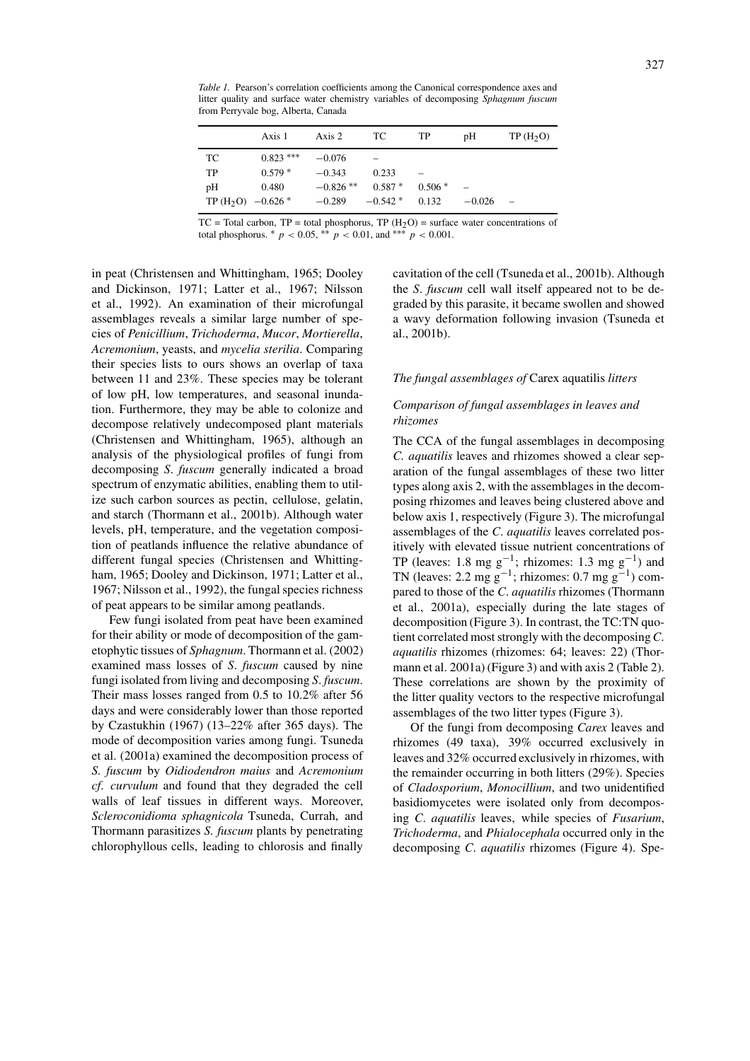*Table 1.* Pearson's correlation coefficients among the Canonical correspondence axes and litter quality and surface water chemistry variables of decomposing *Sphagnum fuscum* from Perryvale bog, Alberta, Canada

| | Axis 1 | Axis 2 | TC | TP | pH | TP ($H_2O$) |
|---|---|---|---|---|---|---|
| TC | 0.823 *** | −0.076 | – | | | |
| TP | 0.579 * | −0.343 | 0.233 | – | | |
| pH | 0.480 | −0.826 ** | 0.587 * | 0.506 * | – | |
| TP ($H_2O$) | −0.626 * | −0.289 | −0.542 * | 0.132 | −0.026 | – |

TC = Total carbon, TP = total phosphorus, TP ($H_2O$) = surface water concentrations of total phosphorus. * $p < 0.05$, ** $p < 0.01$, and *** $p < 0.001$.

in peat (Christensen and Whittingham, 1965; Dooley and Dickinson, 1971; Latter et al., 1967; Nilsson et al., 1992). An examination of their microfungal assemblages reveals a similar large number of species of *Penicillium*, *Trichoderma*, *Mucor*, *Mortierella*, *Acremonium*, yeasts, and *mycelia sterilia*. Comparing their species lists to ours shows an overlap of taxa between 11 and 23%. These species may be tolerant of low pH, low temperatures, and seasonal inundation. Furthermore, they may be able to colonize and decompose relatively undecomposed plant materials (Christensen and Whittingham, 1965), although an analysis of the physiological profiles of fungi from decomposing *S. fuscum* generally indicated a broad spectrum of enzymatic abilities, enabling them to utilize such carbon sources as pectin, cellulose, gelatin, and starch (Thormann et al., 2001b). Although water levels, pH, temperature, and the vegetation composition of peatlands influence the relative abundance of different fungal species (Christensen and Whittingham, 1965; Dooley and Dickinson, 1971; Latter et al., 1967; Nilsson et al., 1992), the fungal species richness of peat appears to be similar among peatlands.

Few fungi isolated from peat have been examined for their ability or mode of decomposition of the gametophytic tissues of *Sphagnum*. Thormann et al. (2002) examined mass losses of *S. fuscum* caused by nine fungi isolated from living and decomposing *S. fuscum*. Their mass losses ranged from 0.5 to 10.2% after 56 days and were considerably lower than those reported by Czastukhin (1967) (13–22% after 365 days). The mode of decomposition varies among fungi. Tsuneda et al. (2001a) examined the decomposition process of *S. fuscum* by *Oidiodendron maius* and *Acremonium cf. curvulum* and found that they degraded the cell walls of leaf tissues in different ways. Moreover, *Scleroconidioma sphagnicola* Tsuneda, Currah, and Thormann parasitizes *S. fuscum* plants by penetrating chlorophyllous cells, leading to chlorosis and finally cavitation of the cell (Tsuneda et al., 2001b). Although the *S. fuscum* cell wall itself appeared not to be degraded by this parasite, it became swollen and showed a wavy deformation following invasion (Tsuneda et al., 2001b).

### *The fungal assemblages of* Carex aquatilis *litters*

#### *Comparison of fungal assemblages in leaves and rhizomes*

The CCA of the fungal assemblages in decomposing *C. aquatilis* leaves and rhizomes showed a clear separation of the fungal assemblages of these two litter types along axis 2, with the assemblages in the decomposing rhizomes and leaves being clustered above and below axis 1, respectively (Figure 3). The microfungal assemblages of the *C. aquatilis* leaves correlated positively with elevated tissue nutrient concentrations of TP (leaves: 1.8 mg $g^{-1}$; rhizomes: 1.3 mg $g^{-1}$) and TN (leaves: 2.2 mg $g^{-1}$; rhizomes: 0.7 mg $g^{-1}$) compared to those of the *C. aquatilis* rhizomes (Thormann et al., 2001a), especially during the late stages of decomposition (Figure 3). In contrast, the TC:TN quotient correlated most strongly with the decomposing *C. aquatilis* rhizomes (rhizomes: 64; leaves: 22) (Thormann et al. 2001a) (Figure 3) and with axis 2 (Table 2). These correlations are shown by the proximity of the litter quality vectors to the respective microfungal assemblages of the two litter types (Figure 3).

Of the fungi from decomposing *Carex* leaves and rhizomes (49 taxa), 39% occurred exclusively in leaves and 32% occurred exclusively in rhizomes, with the remainder occurring in both litters (29%). Species of *Cladosporium*, *Monocillium*, and two unidentified basidiomycetes were isolated only from decomposing *C. aquatilis* leaves, while species of *Fusarium*, *Trichoderma*, and *Phialocephala* occurred only in the decomposing *C. aquatilis* rhizomes (Figure 4). Spe-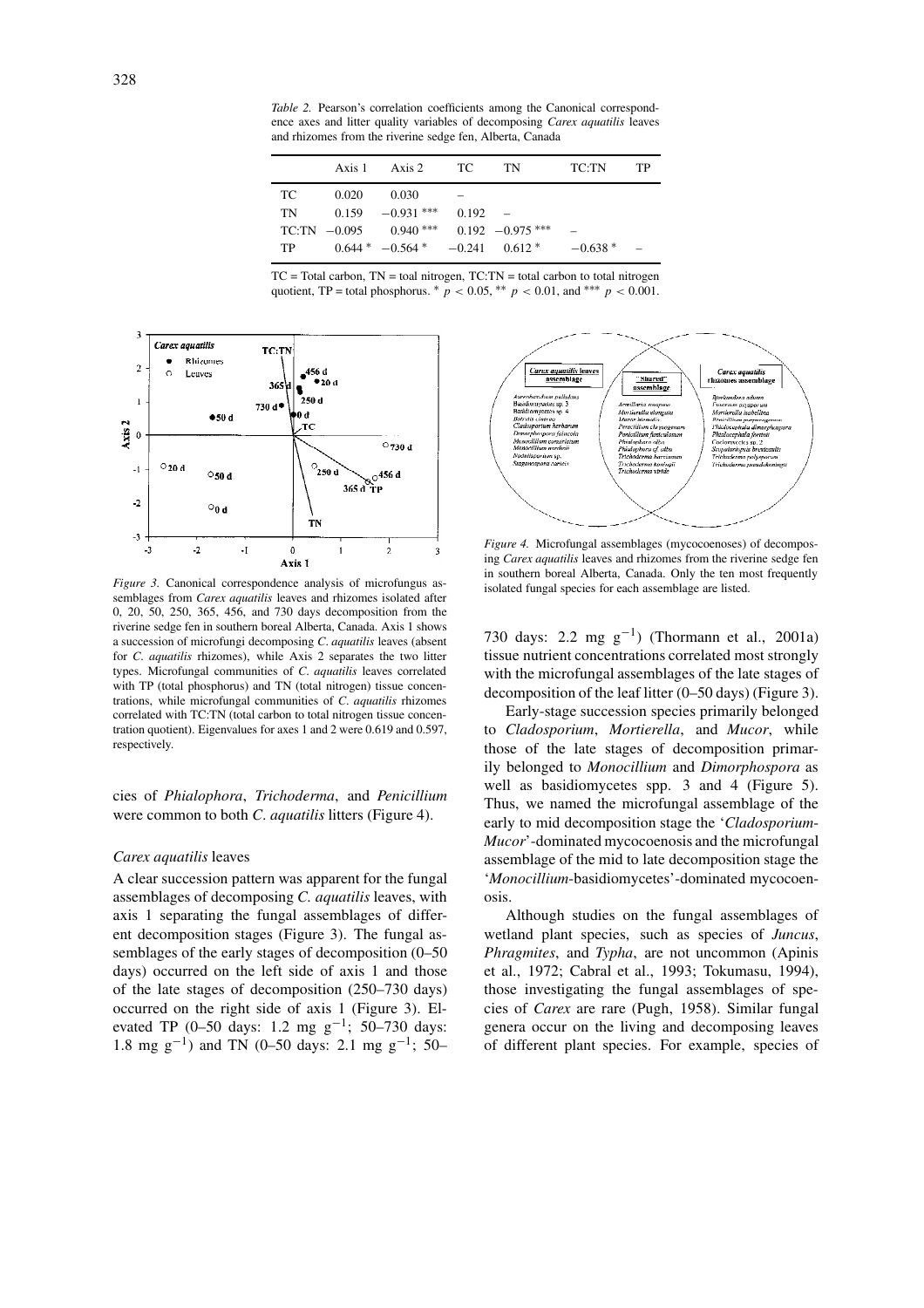*Table 2.* Pearson's correlation coefficients among the Canonical correspondence axes and litter quality variables of decomposing *Carex aquatilis* leaves and rhizomes from the riverine sedge fen, Alberta, Canada

| | Axis 1 | Axis 2 | TC | TN | TC:TN | TP |
|---|---|---|---|---|---|---|
| TC | 0.020 | 0.030 | – | | | |
| TN | 0.159 | −0.931 *** | 0.192 | – | | |
| TC:TN | −0.095 | 0.940 *** | 0.192 | −0.975 *** | – | |
| TP | 0.644 * | −0.564 * | −0.241 | 0.612 * | −0.638 * | – |

TC = Total carbon, TN = toal nitrogen, TC:TN = total carbon to total nitrogen quotient, TP = total phosphorus. * $p < 0.05$, ** $p < 0.01$, and *** $p < 0.001$.

*Figure 3.* Canonical correspondence analysis of microfungus assemblages from *Carex aquatilis* leaves and rhizomes isolated after 0, 20, 50, 250, 365, 456, and 730 days decomposition from the riverine sedge fen in southern boreal Alberta, Canada. Axis 1 shows a succession of microfungi decomposing *C. aquatilis* leaves (absent for *C. aquatilis* rhizomes), while Axis 2 separates the two litter types. Microfungal communities of *C. aquatilis* leaves correlated with TP (total phosphorus) and TN (total nitrogen) tissue concentrations, while microfungal communities of *C. aquatilis* rhizomes correlated with TC:TN (total carbon to total nitrogen tissue concentration quotient). Eigenvalues for axes 1 and 2 were 0.619 and 0.597, respectively.

*Figure 4.* Microfungal assemblages (mycocoenoses) of decomposing *Carex aquatilis* leaves and rhizomes from the riverine sedge fen in southern boreal Alberta, Canada. Only the ten most frequently isolated fungal species for each assemblage are listed.

cies of *Phialophora*, *Trichoderma*, and *Penicillium* were common to both *C. aquatilis* litters (Figure 4).

### *Carex aquatilis* leaves

A clear succession pattern was apparent for the fungal assemblages of decomposing *C. aquatilis* leaves, with axis 1 separating the fungal assemblages of different decomposition stages (Figure 3). The fungal assemblages of the early stages of decomposition (0–50 days) occurred on the left side of axis 1 and those of the late stages of decomposition (250–730 days) occurred on the right side of axis 1 (Figure 3). Elevated TP (0–50 days: 1.2 mg $g^{-1}$; 50–730 days: 1.8 mg $g^{-1}$) and TN (0–50 days: 2.1 mg $g^{-1}$; 50–730 days: 2.2 mg $g^{-1}$) (Thormann et al., 2001a) tissue nutrient concentrations correlated most strongly with the microfungal assemblages of the late stages of decomposition of the leaf litter (0–50 days) (Figure 3).

Early-stage succession species primarily belonged to *Cladosporium*, *Mortierella*, and *Mucor*, while those of the late stages of decomposition primarily belonged to *Monocillium* and *Dimorphospora* as well as basidiomycetes spp. 3 and 4 (Figure 5). Thus, we named the microfungal assemblage of the early to mid decomposition stage the '*Cladosporium*-*Mucor*'-dominated mycocoenosis and the microfungal assemblage of the mid to late decomposition stage the '*Monocillium*-basidiomycetes'-dominated mycocoenosis.

Although studies on the fungal assemblages of wetland plant species, such as species of *Juncus*, *Phragmites*, and *Typha*, are not uncommon (Apinis et al., 1972; Cabral et al., 1993; Tokumasu, 1994), those investigating the fungal assemblages of species of *Carex* are rare (Pugh, 1958). Similar fungal genera occur on the living and decomposing leaves of different plant species. For example, species of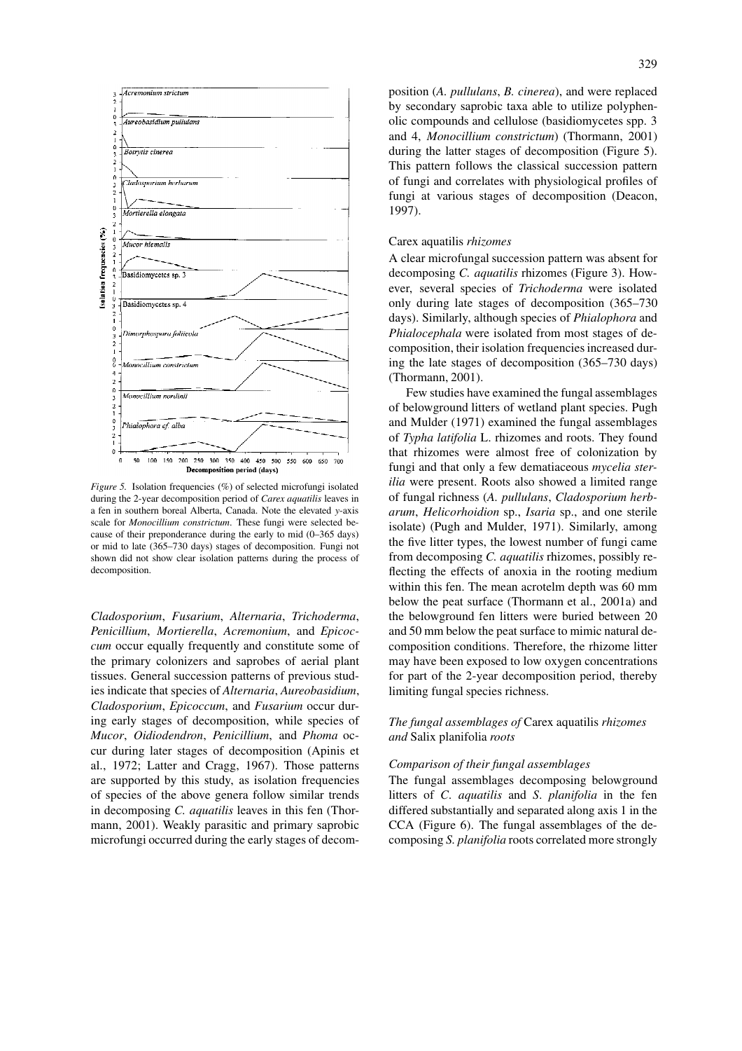*Figure 5.* Isolation frequencies (%) of selected microfungi isolated during the 2-year decomposition period of *Carex aquatilis* leaves in a fen in southern boreal Alberta, Canada. Note the elevated *y*-axis scale for *Monocillium constrictum*. These fungi were selected because of their preponderance during the early to mid (0–365 days) or mid to late (365–730 days) stages of decomposition. Fungi not shown did not show clear isolation patterns during the process of decomposition.

*Cladosporium*, *Fusarium*, *Alternaria*, *Trichoderma*, *Penicillium*, *Mortierella*, *Acremonium*, and *Epicoccum* occur equally frequently and constitute some of the primary colonizers and saprobes of aerial plant tissues. General succession patterns of previous studies indicate that species of *Alternaria*, *Aureobasidium*, *Cladosporium*, *Epicoccum*, and *Fusarium* occur during early stages of decomposition, while species of *Mucor*, *Oidiodendron*, *Penicillium*, and *Phoma* occur during later stages of decomposition (Apinis et al., 1972; Latter and Cragg, 1967). Those patterns are supported by this study, as isolation frequencies of species of the above genera follow similar trends in decomposing *C. aquatilis* leaves in this fen (Thormann, 2001). Weakly parasitic and primary saprobic microfungi occurred during the early stages of decomposition (*A. pullulans*, *B. cinerea*), and were replaced by secondary saprobic taxa able to utilize polyphenolic compounds and cellulose (basidiomycetes spp. 3 and 4, *Monocillium constrictum*) (Thormann, 2001) during the latter stages of decomposition (Figure 5). This pattern follows the classical succession pattern of fungi and correlates with physiological profiles of fungi at various stages of decomposition (Deacon, 1997).

### Carex aquatilis *rhizomes*

A clear microfungal succession pattern was absent for decomposing *C. aquatilis* rhizomes (Figure 3). However, several species of *Trichoderma* were isolated only during late stages of decomposition (365–730 days). Similarly, although species of *Phialophora* and *Phialocephala* were isolated from most stages of decomposition, their isolation frequencies increased during the late stages of decomposition (365–730 days) (Thormann, 2001).

Few studies have examined the fungal assemblages of belowground litters of wetland plant species. Pugh and Mulder (1971) examined the fungal assemblages of *Typha latifolia* L. rhizomes and roots. They found that rhizomes were almost free of colonization by fungi and that only a few dematiaceous *mycelia sterilia* were present. Roots also showed a limited range of fungal richness (*A. pullulans*, *Cladosporium herbarum*, *Helicorhoidion* sp., *Isaria* sp., and one sterile isolate) (Pugh and Mulder, 1971). Similarly, among the five litter types, the lowest number of fungi came from decomposing *C. aquatilis* rhizomes, possibly reflecting the effects of anoxia in the rooting medium within this fen. The mean acrotelm depth was 60 mm below the peat surface (Thormann et al., 2001a) and the belowground fen litters were buried between 20 and 50 mm below the peat surface to mimic natural decomposition conditions. Therefore, the rhizome litter may have been exposed to low oxygen concentrations for part of the 2-year decomposition period, thereby limiting fungal species richness.

## *The fungal assemblages of* Carex aquatilis *rhizomes and* Salix planifolia *roots*

### *Comparison of their fungal assemblages*

The fungal assemblages decomposing belowground litters of *C. aquatilis* and *S. planifolia* in the fen differed substantially and separated along axis 1 in the CCA (Figure 6). The fungal assemblages of the decomposing *S. planifolia* roots correlated more strongly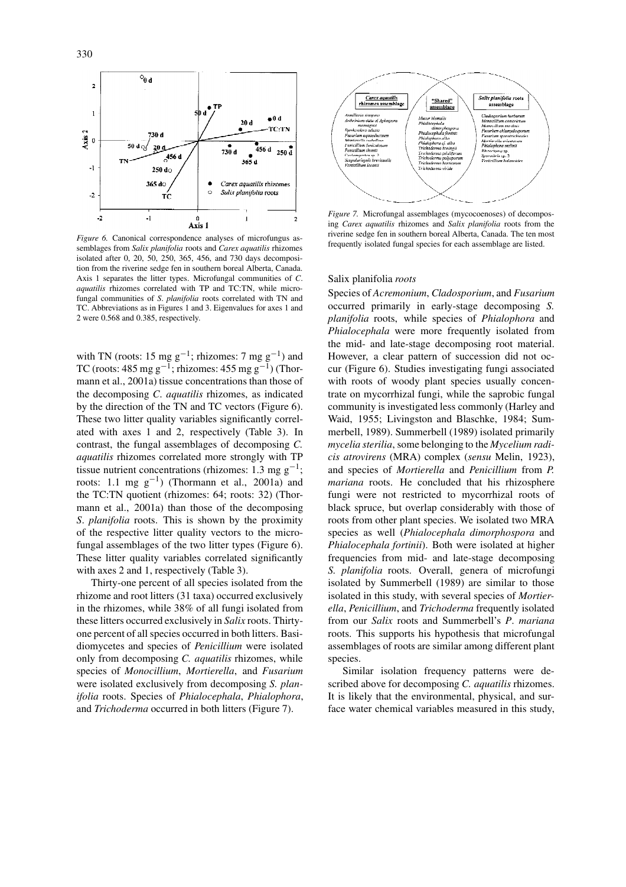*Figure 6.* Canonical correspondence analyses of microfungus assemblages from *Salix planifolia* roots and *Carex aquatilis* rhizomes isolated after 0, 20, 50, 250, 365, 456, and 730 days decomposition from the riverine sedge fen in southern boreal Alberta, Canada. Axis 1 separates the litter types. Microfungal communities of *C. aquatilis* rhizomes correlated with TP and TC:TN, while microfungal communities of *S. planifolia* roots correlated with TN and TC. Abbreviations as in Figures 1 and 3. Eigenvalues for axes 1 and 2 were 0.568 and 0.385, respectively.

*Figure 7.* Microfungal assemblages (mycocoenoses) of decomposing *Carex aquatilis* rhizomes and *Salix planifolia* roots from the riverine sedge fen in southern boreal Alberta, Canada. The ten most frequently isolated fungal species for each assemblage are listed.

with TN (roots: 15 mg $g^{-1}$; rhizomes: 7 mg $g^{-1}$) and TC (roots: 485 mg $g^{-1}$; rhizomes: 455 mg $g^{-1}$) (Thormann et al., 2001a) tissue concentrations than those of the decomposing *C. aquatilis* rhizomes, as indicated by the direction of the TN and TC vectors (Figure 6). These two litter quality variables significantly correlated with axes 1 and 2, respectively (Table 3). In contrast, the fungal assemblages of decomposing *C. aquatilis* rhizomes correlated more strongly with TP tissue nutrient concentrations (rhizomes: 1.3 mg $g^{-1}$; roots: 1.1 mg $g^{-1}$) (Thormann et al., 2001a) and the TC:TN quotient (rhizomes: 64; roots: 32) (Thormann et al., 2001a) than those of the decomposing *S. planifolia* roots. This is shown by the proximity of the respective litter quality vectors to the microfungal assemblages of the two litter types (Figure 6). These litter quality variables correlated significantly with axes 2 and 1, respectively (Table 3).

Thirty-one percent of all species isolated from the rhizome and root litters (31 taxa) occurred exclusively in the rhizomes, while 38% of all fungi isolated from these litters occurred exclusively in *Salix* roots. Thirty-one percent of all species occurred in both litters. Basidiomycetes and species of *Penicillium* were isolated only from decomposing *C. aquatilis* rhizomes, while species of *Monocillium*, *Mortierella*, and *Fusarium* were isolated exclusively from decomposing *S. planifolia* roots. Species of *Phialocephala*, *Phialophora*, and *Trichoderma* occurred in both litters (Figure 7).

### Salix planifolia *roots*

Species of *Acremonium*, *Cladosporium*, and *Fusarium* occurred primarily in early-stage decomposing *S. planifolia* roots, while species of *Phialophora* and *Phialocephala* were more frequently isolated from the mid- and late-stage decomposing root material. However, a clear pattern of succession did not occur (Figure 6). Studies investigating fungi associated with roots of woody plant species usually concentrate on mycorrhizal fungi, while the saprobic fungal community is investigated less commonly (Harley and Waid, 1955; Livingston and Blaschke, 1984; Summerbell, 1989). Summerbell (1989) isolated primarily *mycelia sterilia*, some belonging to the *Mycelium radicis atrovirens* (MRA) complex (*sensu* Melin, 1923), and species of *Mortierella* and *Penicillium* from *P. mariana* roots. He concluded that his rhizosphere fungi were not restricted to mycorrhizal roots of black spruce, but overlap considerably with those of roots from other plant species. We isolated two MRA species as well (*Phialocephala dimorphospora* and *Phialocephala fortinii*). Both were isolated at higher frequencies from mid- and late-stage decomposing *S. planifolia* roots. Overall, genera of microfungi isolated by Summerbell (1989) are similar to those isolated in this study, with several species of *Mortierella*, *Penicillium*, and *Trichoderma* frequently isolated from our *Salix* roots and Summerbell's *P. mariana* roots. This supports his hypothesis that microfungal assemblages of roots are similar among different plant species.

Similar isolation frequency patterns were described above for decomposing *C. aquatilis* rhizomes. It is likely that the environmental, physical, and surface water chemical variables measured in this study,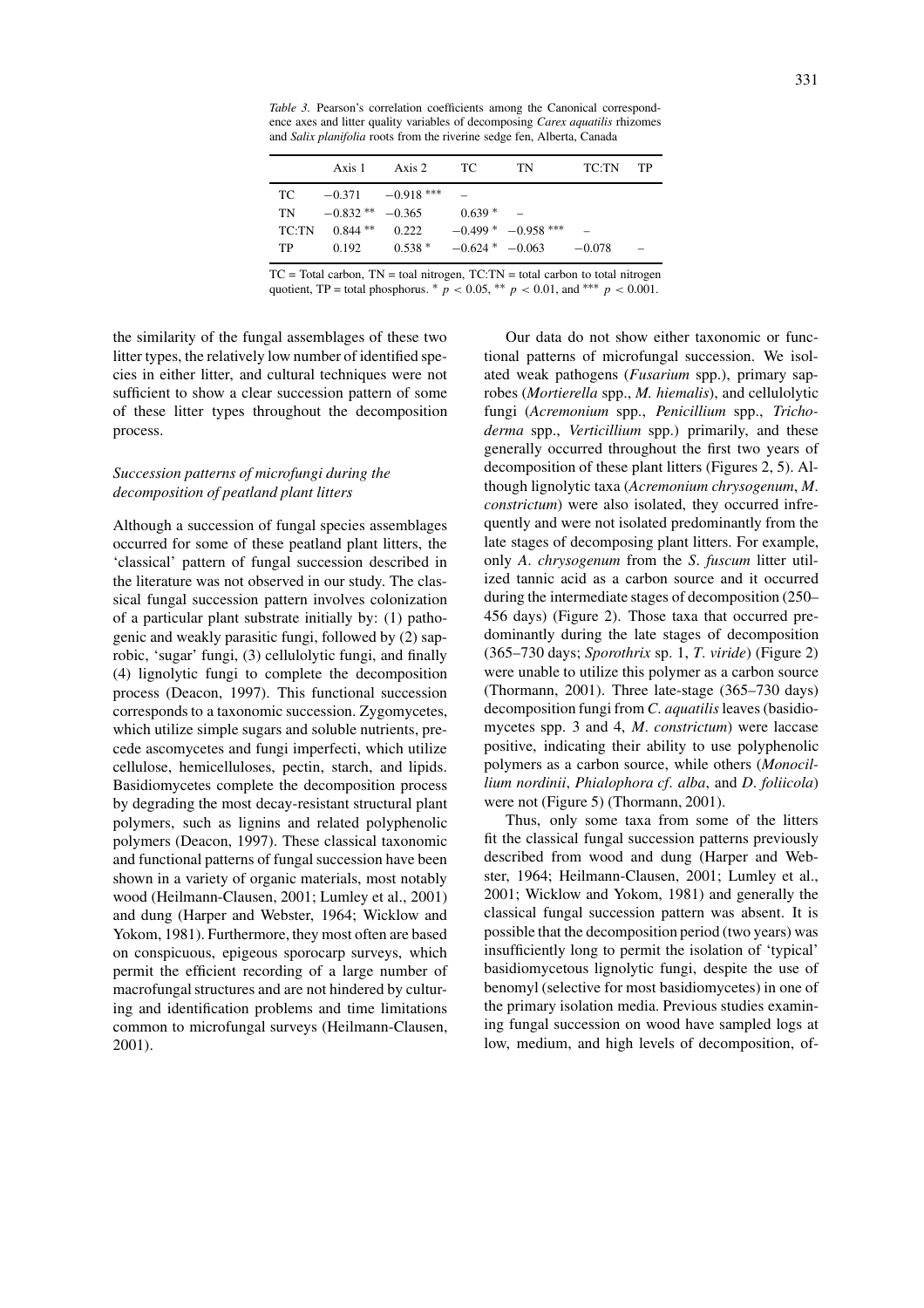*Table 3.* Pearson's correlation coefficients among the Canonical correspondence axes and litter quality variables of decomposing *Carex aquatilis* rhizomes and *Salix planifolia* roots from the riverine sedge fen, Alberta, Canada

|  | Axis 1 | Axis 2 | TC | TN | TC:TN | TP |
|---|---|---|---|---|---|---|
| TC | −0.371 | −0.918 *** | – | | | |
| TN | −0.832 ** | −0.365 | 0.639 * | – | | |
| TC:TN | 0.844 ** | 0.222 | −0.499 * | −0.958 *** | – | |
| TP | 0.192 | 0.538 * | −0.624 * | −0.063 | −0.078 | – |

TC = Total carbon, TN = toal nitrogen, TC:TN = total carbon to total nitrogen quotient, TP = total phosphorus. * $p < 0.05$, ** $p < 0.01$, and *** $p < 0.001$.

the similarity of the fungal assemblages of these two litter types, the relatively low number of identified species in either litter, and cultural techniques were not sufficient to show a clear succession pattern of some of these litter types throughout the decomposition process.

### *Succession patterns of microfungi during the decomposition of peatland plant litters*

Although a succession of fungal species assemblages occurred for some of these peatland plant litters, the 'classical' pattern of fungal succession described in the literature was not observed in our study. The classical fungal succession pattern involves colonization of a particular plant substrate initially by: (1) pathogenic and weakly parasitic fungi, followed by (2) saprobic, 'sugar' fungi, (3) cellulolytic fungi, and finally (4) lignolytic fungi to complete the decomposition process (Deacon, 1997). This functional succession corresponds to a taxonomic succession. Zygomycetes, which utilize simple sugars and soluble nutrients, precede ascomycetes and fungi imperfecti, which utilize cellulose, hemicelluloses, pectin, starch, and lipids. Basidiomycetes complete the decomposition process by degrading the most decay-resistant structural plant polymers, such as lignins and related polyphenolic polymers (Deacon, 1997). These classical taxonomic and functional patterns of fungal succession have been shown in a variety of organic materials, most notably wood (Heilmann-Clausen, 2001; Lumley et al., 2001) and dung (Harper and Webster, 1964; Wicklow and Yokom, 1981). Furthermore, they most often are based on conspicuous, epigeous sporocarp surveys, which permit the efficient recording of a large number of macrofungal structures and are not hindered by culturing and identification problems and time limitations common to microfungal surveys (Heilmann-Clausen, 2001).

Our data do not show either taxonomic or functional patterns of microfungal succession. We isolated weak pathogens (*Fusarium* spp.), primary saprobes (*Mortierella* spp., *M. hiemalis*), and cellulolytic fungi (*Acremonium* spp., *Penicillium* spp., *Trichoderma* spp., *Verticillium* spp.) primarily, and these generally occurred throughout the first two years of decomposition of these plant litters (Figures 2, 5). Although lignolytic taxa (*Acremonium chrysogenum*, *M. constrictum*) were also isolated, they occurred infrequently and were not isolated predominantly from the late stages of decomposing plant litters. For example, only *A. chrysogenum* from the *S. fuscum* litter utilized tannic acid as a carbon source and it occurred during the intermediate stages of decomposition (250–456 days) (Figure 2). Those taxa that occurred predominantly during the late stages of decomposition (365–730 days; *Sporothrix* sp. 1, *T. viride*) (Figure 2) were unable to utilize this polymer as a carbon source (Thormann, 2001). Three late-stage (365–730 days) decomposition fungi from *C. aquatilis* leaves (basidiomycetes spp. 3 and 4, *M. constrictum*) were laccase positive, indicating their ability to use polyphenolic polymers as a carbon source, while others (*Monocillium nordinii*, *Phialophora cf. alba*, and *D. foliicola*) were not (Figure 5) (Thormann, 2001).

Thus, only some taxa from some of the litters fit the classical fungal succession patterns previously described from wood and dung (Harper and Webster, 1964; Heilmann-Clausen, 2001; Lumley et al., 2001; Wicklow and Yokom, 1981) and generally the classical fungal succession pattern was absent. It is possible that the decomposition period (two years) was insufficiently long to permit the isolation of 'typical' basidiomycetous lignolytic fungi, despite the use of benomyl (selective for most basidiomycetes) in one of the primary isolation media. Previous studies examining fungal succession on wood have sampled logs at low, medium, and high levels of decomposition, of-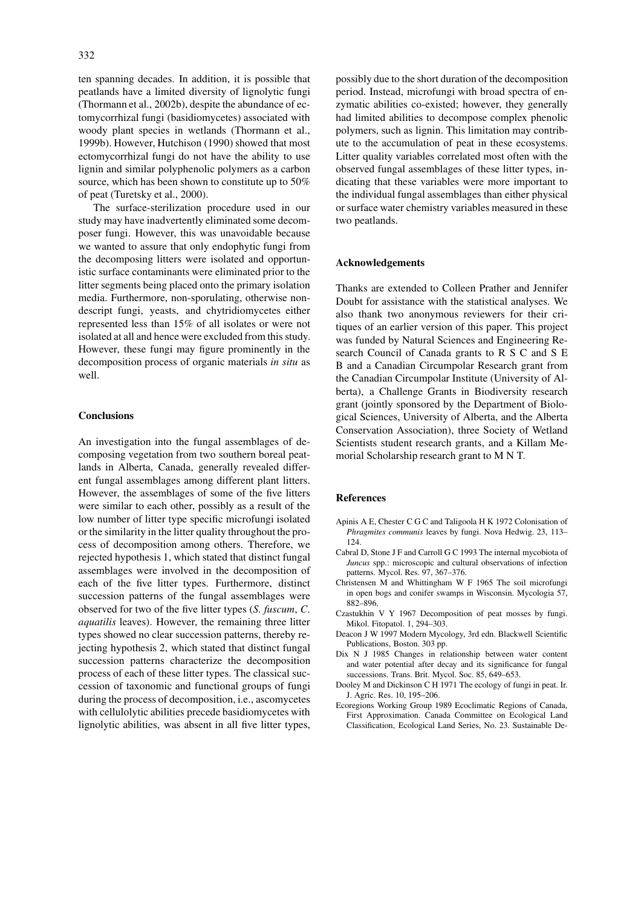ten spanning decades. In addition, it is possible that peatlands have a limited diversity of lignolytic fungi (Thormann et al., 2002b), despite the abundance of ectomycorrhizal fungi (basidiomycetes) associated with woody plant species in wetlands (Thormann et al., 1999b). However, Hutchison (1990) showed that most ectomycorrhizal fungi do not have the ability to use lignin and similar polyphenolic polymers as a carbon source, which has been shown to constitute up to 50% of peat (Turetsky et al., 2000).

The surface-sterilization procedure used in our study may have inadvertently eliminated some decomposer fungi. However, this was unavoidable because we wanted to assure that only endophytic fungi from the decomposing litters were isolated and opportunistic surface contaminants were eliminated prior to the litter segments being placed onto the primary isolation media. Furthermore, non-sporulating, otherwise nondescript fungi, yeasts, and chytridiomycetes either represented less than 15% of all isolates or were not isolated at all and hence were excluded from this study. However, these fungi may figure prominently in the decomposition process of organic materials *in situ* as well.

## Conclusions

An investigation into the fungal assemblages of decomposing vegetation from two southern boreal peatlands in Alberta, Canada, generally revealed different fungal assemblages among different plant litters. However, the assemblages of some of the five litters were similar to each other, possibly as a result of the low number of litter type specific microfungi isolated or the similarity in the litter quality throughout the process of decomposition among others. Therefore, we rejected hypothesis 1, which stated that distinct fungal assemblages were involved in the decomposition of each of the five litter types. Furthermore, distinct succession patterns of the fungal assemblages were observed for two of the five litter types (*S. fuscum*, *C. aquatilis* leaves). However, the remaining three litter types showed no clear succession patterns, thereby rejecting hypothesis 2, which stated that distinct fungal succession patterns characterize the decomposition process of each of these litter types. The classical succession of taxonomic and functional groups of fungi during the process of decomposition, i.e., ascomycetes with cellulolytic abilities precede basidiomycetes with lignolytic abilities, was absent in all five litter types, possibly due to the short duration of the decomposition period. Instead, microfungi with broad spectra of enzymatic abilities co-existed; however, they generally had limited abilities to decompose complex phenolic polymers, such as lignin. This limitation may contribute to the accumulation of peat in these ecosystems. Litter quality variables correlated most often with the observed fungal assemblages of these litter types, indicating that these variables were more important to the individual fungal assemblages than either physical or surface water chemistry variables measured in these two peatlands.

## Acknowledgements

Thanks are extended to Colleen Prather and Jennifer Doubt for assistance with the statistical analyses. We also thank two anonymous reviewers for their critiques of an earlier version of this paper. This project was funded by Natural Sciences and Engineering Research Council of Canada grants to R S C and S E B and a Canadian Circumpolar Research grant from the Canadian Circumpolar Institute (University of Alberta), a Challenge Grants in Biodiversity research grant (jointly sponsored by the Department of Biological Sciences, University of Alberta, and the Alberta Conservation Association), three Society of Wetland Scientists student research grants, and a Killam Memorial Scholarship research grant to M N T.

## References

Apinis A E, Chester C G C and Taligoola H K 1972 Colonisation of *Phragmites communis* leaves by fungi. Nova Hedwig. 23, 113–124.

Cabral D, Stone J F and Carroll G C 1993 The internal mycobiota of *Juncus* spp.: microscopic and cultural observations of infection patterns. Mycol. Res. 97, 367–376.

Christensen M and Whittingham W F 1965 The soil microfungi in open bogs and conifer swamps in Wisconsin. Mycologia 57, 882–896.

Czastukhin V Y 1967 Decomposition of peat mosses by fungi. Mikol. Fitopatol. 1, 294–303.

Deacon J W 1997 Modern Mycology, 3rd edn. Blackwell Scientific Publications, Boston. 303 pp.

Dix N J 1985 Changes in relationship between water content and water potential after decay and its significance for fungal successions. Trans. Brit. Mycol. Soc. 85, 649–653.

Dooley M and Dickinson C H 1971 The ecology of fungi in peat. Ir. J. Agric. Res. 10, 195–206.

Ecoregions Working Group 1989 Ecoclimatic Regions of Canada, First Approximation. Canada Committee on Ecological Land Classification, Ecological Land Series, No. 23. Sustainable De-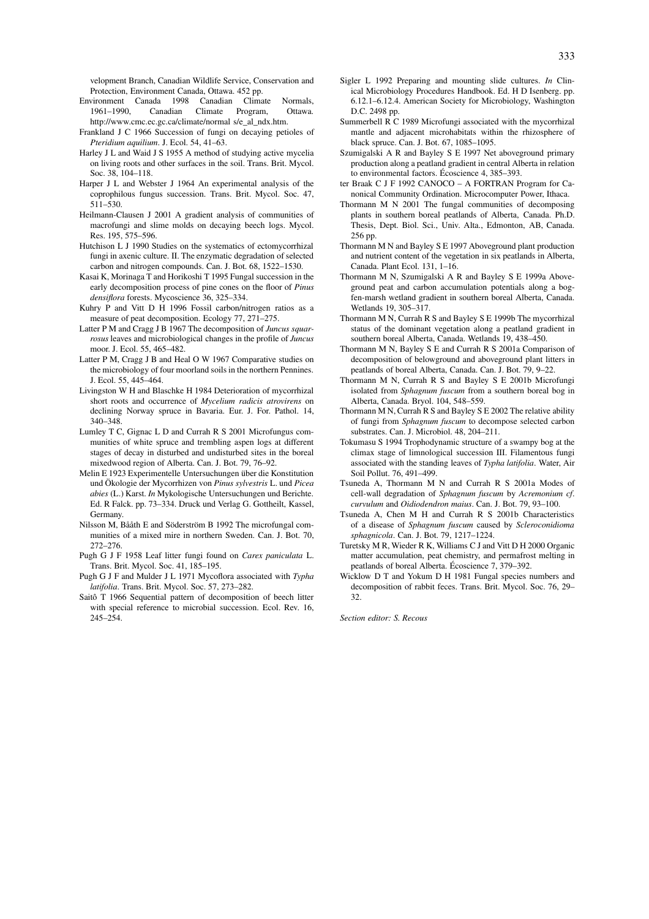velopment Branch, Canadian Wildlife Service, Conservation and Protection, Environment Canada, Ottawa. 452 pp.

Environment Canada 1998 Canadian Climate Normals, 1961–1990, Canadian Climate Program, Ottawa. http://www.cmc.ec.gc.ca/climate/normal s/e_al_ndx.htm.

Frankland J C 1966 Succession of fungi on decaying petioles of *Pteridium aquilium*. J. Ecol. 54, 41–63.

Harley J L and Waid J S 1955 A method of studying active mycelia on living roots and other surfaces in the soil. Trans. Brit. Mycol. Soc. 38, 104–118.

Harper J L and Webster J 1964 An experimental analysis of the coprophilous fungus succession. Trans. Brit. Mycol. Soc. 47, 511–530.

Heilmann-Clausen J 2001 A gradient analysis of communities of macrofungi and slime molds on decaying beech logs. Mycol. Res. 195, 575–596.

Hutchison L J 1990 Studies on the systematics of ectomycorrhizal fungi in axenic culture. II. The enzymatic degradation of selected carbon and nitrogen compounds. Can. J. Bot. 68, 1522–1530.

Kasai K, Morinaga T and Horikoshi T 1995 Fungal succession in the early decomposition process of pine cones on the floor of *Pinus densiflora* forests. Mycoscience 36, 325–334.

Kuhry P and Vitt D H 1996 Fossil carbon/nitrogen ratios as a measure of peat decomposition. Ecology 77, 271–275.

Latter P M and Cragg J B 1967 The decomposition of *Juncus squarrosus* leaves and microbiological changes in the profile of *Juncus* moor. J. Ecol. 55, 465–482.

Latter P M, Cragg J B and Heal O W 1967 Comparative studies on the microbiology of four moorland soils in the northern Pennines. J. Ecol. 55, 445–464.

Livingston W H and Blaschke H 1984 Deterioration of mycorrhizal short roots and occurrence of *Mycelium radicis atrovirens* on declining Norway spruce in Bavaria. Eur. J. For. Pathol. 14, 340–348.

Lumley T C, Gignac L D and Currah R S 2001 Microfungus communities of white spruce and trembling aspen logs at different stages of decay in disturbed and undisturbed sites in the boreal mixedwood region of Alberta. Can. J. Bot. 79, 76–92.

Melin E 1923 Experimentelle Untersuchungen über die Konstitution und Ökologie der Mycorrhizen von *Pinus sylvestris* L. und *Picea abies* (L.) Karst. *In* Mykologische Untersuchungen und Berichte. Ed. R Falck. pp. 73–334. Druck und Verlag G. Gottheilt, Kassel, Germany.

Nilsson M, Bååth E and Söderström B 1992 The microfungal communities of a mixed mire in northern Sweden. Can. J. Bot. 70, 272–276.

Pugh G J F 1958 Leaf litter fungi found on *Carex paniculata* L. Trans. Brit. Mycol. Soc. 41, 185–195.

Pugh G J F and Mulder J L 1971 Mycoflora associated with *Typha latifolia*. Trans. Brit. Mycol. Soc. 57, 273–282.

Saitô T 1966 Sequential pattern of decomposition of beech litter with special reference to microbial succession. Ecol. Rev. 16, 245–254.

Sigler L 1992 Preparing and mounting slide cultures. *In* Clinical Microbiology Procedures Handbook. Ed. H D Isenberg. pp. 6.12.1–6.12.4. American Society for Microbiology, Washington D.C. 2498 pp.

Summerbell R C 1989 Microfungi associated with the mycorrhizal mantle and adjacent microhabitats within the rhizosphere of black spruce. Can. J. Bot. 67, 1085–1095.

Szumigalski A R and Bayley S E 1997 Net aboveground primary production along a peatland gradient in central Alberta in relation to environmental factors. Écoscience 4, 385–393.

ter Braak C J F 1992 CANOCO – A FORTRAN Program for Canonical Community Ordination. Microcomputer Power, Ithaca.

Thormann M N 2001 The fungal communities of decomposing plants in southern boreal peatlands of Alberta, Canada. Ph.D. Thesis, Dept. Biol. Sci., Univ. Alta., Edmonton, AB, Canada. 256 pp.

Thormann M N and Bayley S E 1997 Aboveground plant production and nutrient content of the vegetation in six peatlands in Alberta, Canada. Plant Ecol. 131, 1–16.

Thormann M N, Szumigalski A R and Bayley S E 1999a Aboveground peat and carbon accumulation potentials along a bog-fen-marsh wetland gradient in southern boreal Alberta, Canada. Wetlands 19, 305–317.

Thormann M N, Currah R S and Bayley S E 1999b The mycorrhizal status of the dominant vegetation along a peatland gradient in southern boreal Alberta, Canada. Wetlands 19, 438–450.

Thormann M N, Bayley S E and Currah R S 2001a Comparison of decomposition of belowground and aboveground plant litters in peatlands of boreal Alberta, Canada. Can. J. Bot. 79, 9–22.

Thormann M N, Currah R S and Bayley S E 2001b Microfungi isolated from *Sphagnum fuscum* from a southern boreal bog in Alberta, Canada. Bryol. 104, 548–559.

Thormann M N, Currah R S and Bayley S E 2002 The relative ability of fungi from *Sphagnum fuscum* to decompose selected carbon substrates. Can. J. Microbiol. 48, 204–211.

Tokumasu S 1994 Trophodynamic structure of a swampy bog at the climax stage of limnological succession III. Filamentous fungi associated with the standing leaves of *Typha latifolia*. Water, Air Soil Pollut. 76, 491–499.

Tsuneda A, Thormann M N and Currah R S 2001a Modes of cell-wall degradation of *Sphagnum fuscum* by *Acremonium cf. curvulum* and *Oidiodendron maius*. Can. J. Bot. 79, 93–100.

Tsuneda A, Chen M H and Currah R S 2001b Characteristics of a disease of *Sphagnum fuscum* caused by *Scleroconidioma sphagnicola*. Can. J. Bot. 79, 1217–1224.

Turetsky M R, Wieder R K, Williams C J and Vitt D H 2000 Organic matter accumulation, peat chemistry, and permafrost melting in peatlands of boreal Alberta. Écoscience 7, 379–392.

Wicklow D T and Yokum D H 1981 Fungal species numbers and decomposition of rabbit feces. Trans. Brit. Mycol. Soc. 76, 29–32.

*Section editor: S. Recous*